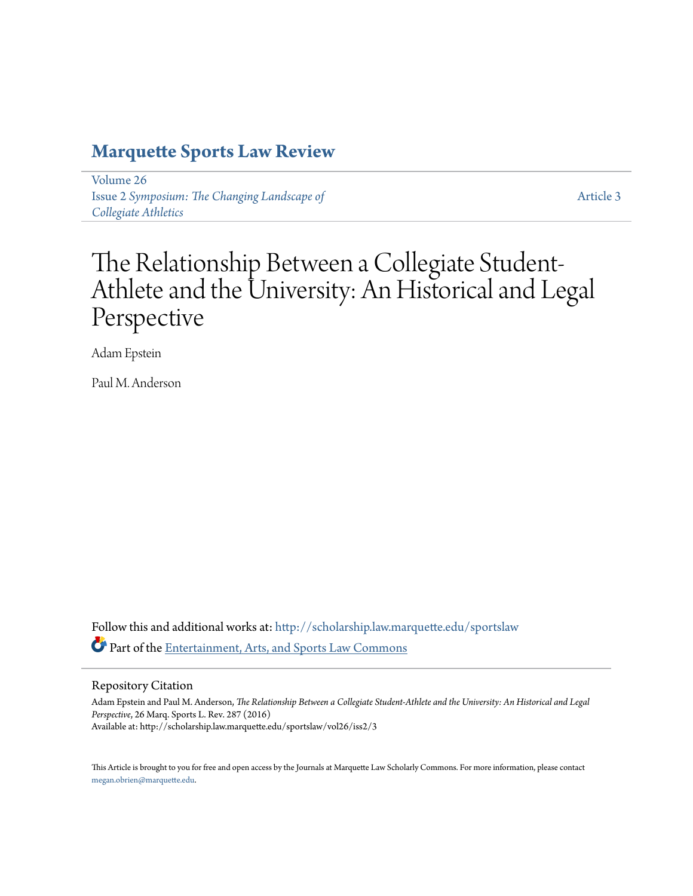# Marquette Sports Law Review

Volume 26
Issue 2 *Symposium: The Changing Landscape of Collegiate Athletics*

Article 3

# The Relationship Between a Collegiate Student-Athlete and the University: An Historical and Legal Perspective

Adam Epstein

Paul M. Anderson

Follow this and additional works at: http://scholarship.law.marquette.edu/sportslaw

Part of the Entertainment, Arts, and Sports Law Commons

## Repository Citation

Adam Epstein and Paul M. Anderson, *The Relationship Between a Collegiate Student-Athlete and the University: An Historical and Legal Perspective*, 26 Marq. Sports L. Rev. 287 (2016)
Available at: http://scholarship.law.marquette.edu/sportslaw/vol26/iss2/3

This Article is brought to you for free and open access by the Journals at Marquette Law Scholarly Commons. For more information, please contact megan.obrien@marquette.edu.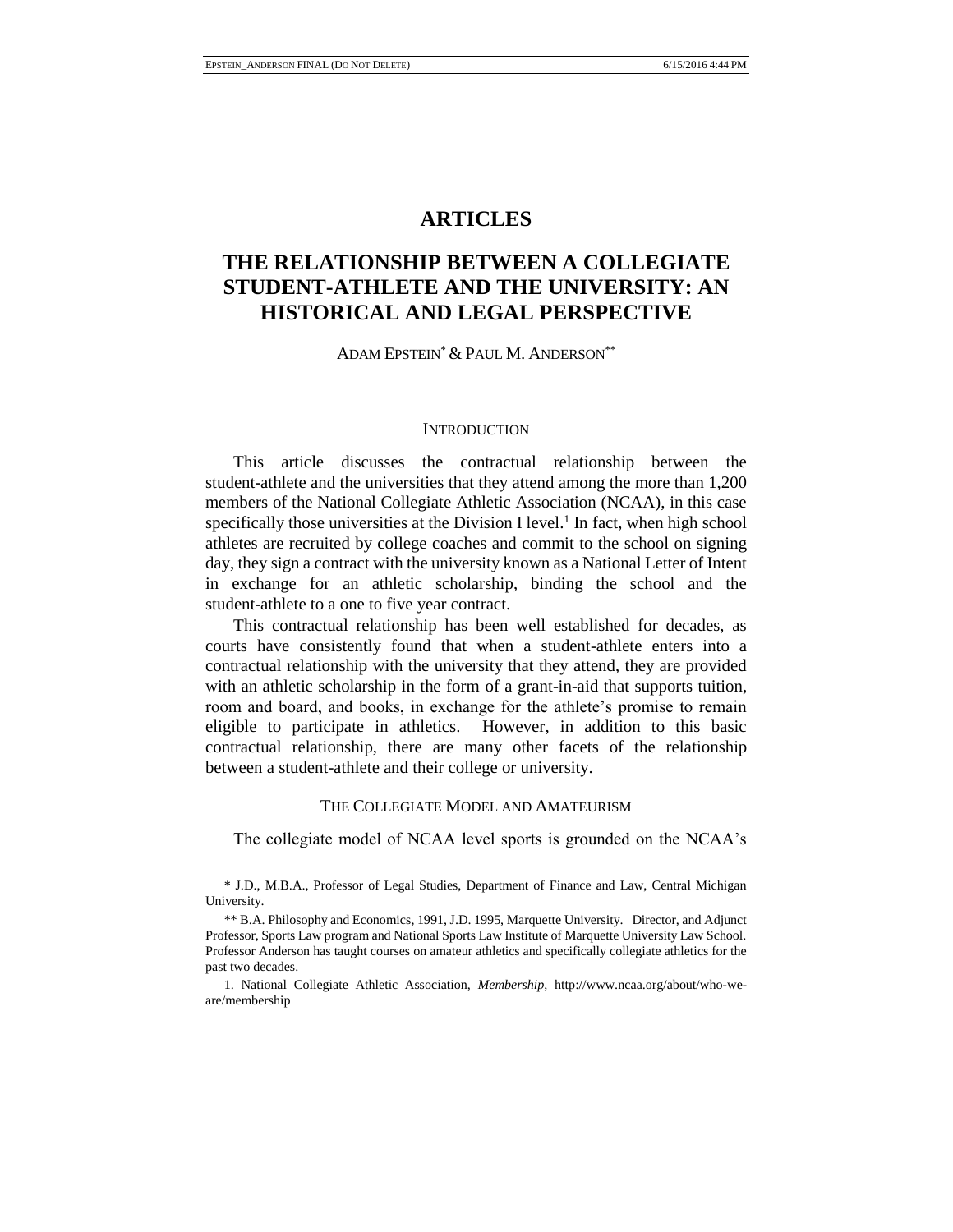# ARTICLES

# THE RELATIONSHIP BETWEEN A COLLEGIATE STUDENT-ATHLETE AND THE UNIVERSITY: AN HISTORICAL AND LEGAL PERSPECTIVE

ADAM EPSTEIN* & PAUL M. ANDERSON**

## INTRODUCTION

This article discusses the contractual relationship between the student-athlete and the universities that they attend among the more than 1,200 members of the National Collegiate Athletic Association (NCAA), in this case specifically those universities at the Division I level.[1] In fact, when high school athletes are recruited by college coaches and commit to the school on signing day, they sign a contract with the university known as a National Letter of Intent in exchange for an athletic scholarship, binding the school and the student-athlete to a one to five year contract.

This contractual relationship has been well established for decades, as courts have consistently found that when a student-athlete enters into a contractual relationship with the university that they attend, they are provided with an athletic scholarship in the form of a grant-in-aid that supports tuition, room and board, and books, in exchange for the athlete's promise to remain eligible to participate in athletics. However, in addition to this basic contractual relationship, there are many other facets of the relationship between a student-athlete and their college or university.

## THE COLLEGIATE MODEL AND AMATEURISM

The collegiate model of NCAA level sports is grounded on the NCAA's

---

\* J.D., M.B.A., Professor of Legal Studies, Department of Finance and Law, Central Michigan University.

\** B.A. Philosophy and Economics, 1991, J.D. 1995, Marquette University. Director, and Adjunct Professor, Sports Law program and National Sports Law Institute of Marquette University Law School. Professor Anderson has taught courses on amateur athletics and specifically collegiate athletics for the past two decades.

1. National Collegiate Athletic Association, *Membership*, http://www.ncaa.org/about/who-we-are/membership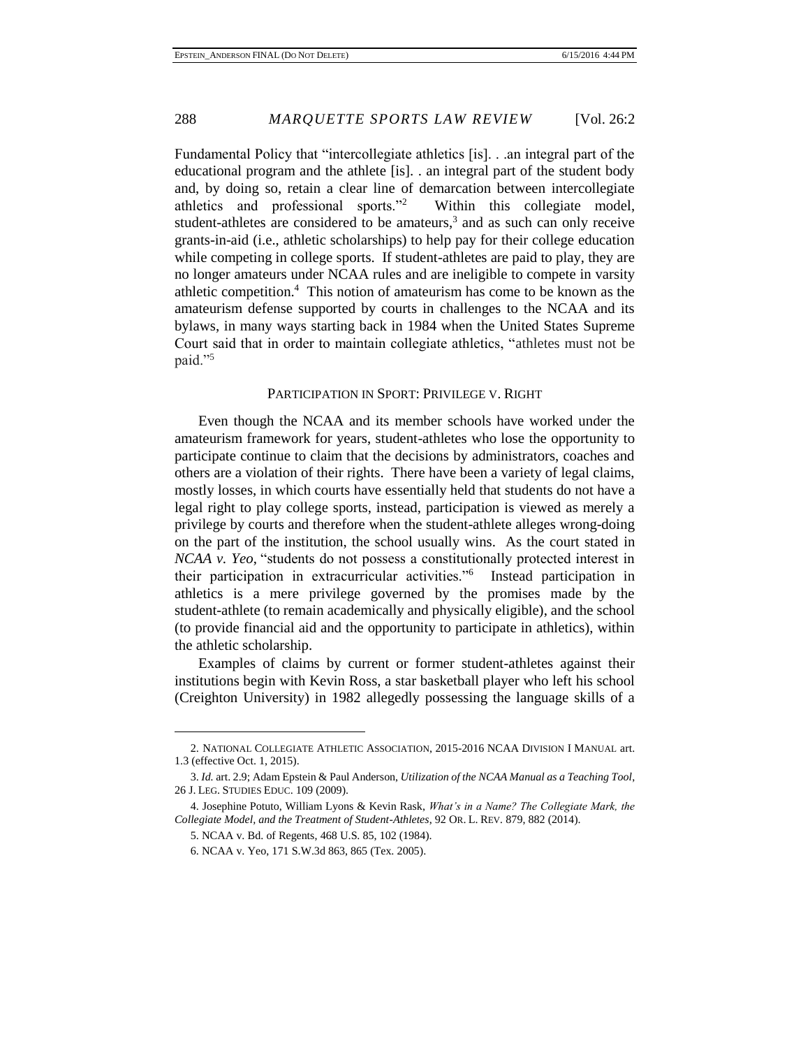Fundamental Policy that "intercollegiate athletics [is]. . .an integral part of the educational program and the athlete [is]. . an integral part of the student body and, by doing so, retain a clear line of demarcation between intercollegiate athletics and professional sports."[2] Within this collegiate model, student-athletes are considered to be amateurs,[3] and as such can only receive grants-in-aid (i.e., athletic scholarships) to help pay for their college education while competing in college sports. If student-athletes are paid to play, they are no longer amateurs under NCAA rules and are ineligible to compete in varsity athletic competition.[4] This notion of amateurism has come to be known as the amateurism defense supported by courts in challenges to the NCAA and its bylaws, in many ways starting back in 1984 when the United States Supreme Court said that in order to maintain collegiate athletics, "athletes must not be paid."[5]

## PARTICIPATION IN SPORT: PRIVILEGE V. RIGHT

Even though the NCAA and its member schools have worked under the amateurism framework for years, student-athletes who lose the opportunity to participate continue to claim that the decisions by administrators, coaches and others are a violation of their rights. There have been a variety of legal claims, mostly losses, in which courts have essentially held that students do not have a legal right to play college sports, instead, participation is viewed as merely a privilege by courts and therefore when the student-athlete alleges wrong-doing on the part of the institution, the school usually wins. As the court stated in *NCAA v. Yeo*, "students do not possess a constitutionally protected interest in their participation in extracurricular activities."[6] Instead participation in athletics is a mere privilege governed by the promises made by the student-athlete (to remain academically and physically eligible), and the school (to provide financial aid and the opportunity to participate in athletics), within the athletic scholarship.

Examples of claims by current or former student-athletes against their institutions begin with Kevin Ross, a star basketball player who left his school (Creighton University) in 1982 allegedly possessing the language skills of a

---

2. NATIONAL COLLEGIATE ATHLETIC ASSOCIATION, 2015-2016 NCAA DIVISION I MANUAL art. 1.3 (effective Oct. 1, 2015).

3. *Id.* art. 2.9; Adam Epstein & Paul Anderson, *Utilization of the NCAA Manual as a Teaching Tool*, 26 J. LEG. STUDIES EDUC. 109 (2009).

4. Josephine Potuto, William Lyons & Kevin Rask, *What's in a Name? The Collegiate Mark, the Collegiate Model, and the Treatment of Student-Athletes*, 92 OR. L. REV. 879, 882 (2014).

5. NCAA v. Bd. of Regents, 468 U.S. 85, 102 (1984).

6. NCAA v. Yeo, 171 S.W.3d 863, 865 (Tex. 2005).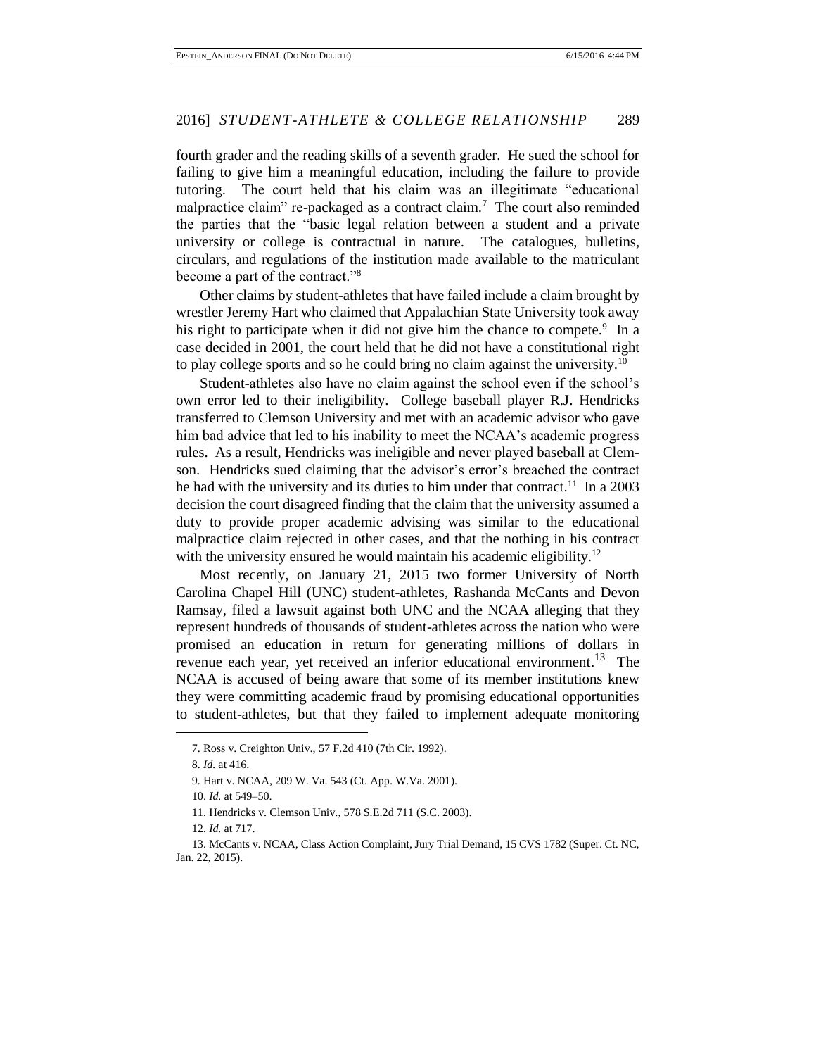fourth grader and the reading skills of a seventh grader. He sued the school for failing to give him a meaningful education, including the failure to provide tutoring. The court held that his claim was an illegitimate "educational malpractice claim" re-packaged as a contract claim.[7] The court also reminded the parties that the "basic legal relation between a student and a private university or college is contractual in nature. The catalogues, bulletins, circulars, and regulations of the institution made available to the matriculant become a part of the contract."[8]

Other claims by student-athletes that have failed include a claim brought by wrestler Jeremy Hart who claimed that Appalachian State University took away his right to participate when it did not give him the chance to compete.[9] In a case decided in 2001, the court held that he did not have a constitutional right to play college sports and so he could bring no claim against the university.[10]

Student-athletes also have no claim against the school even if the school's own error led to their ineligibility. College baseball player R.J. Hendricks transferred to Clemson University and met with an academic advisor who gave him bad advice that led to his inability to meet the NCAA's academic progress rules. As a result, Hendricks was ineligible and never played baseball at Clemson. Hendricks sued claiming that the advisor's error's breached the contract he had with the university and its duties to him under that contract.[11] In a 2003 decision the court disagreed finding that the claim that the university assumed a duty to provide proper academic advising was similar to the educational malpractice claim rejected in other cases, and that the nothing in his contract with the university ensured he would maintain his academic eligibility.[12]

Most recently, on January 21, 2015 two former University of North Carolina Chapel Hill (UNC) student-athletes, Rashanda McCants and Devon Ramsay, filed a lawsuit against both UNC and the NCAA alleging that they represent hundreds of thousands of student-athletes across the nation who were promised an education in return for generating millions of dollars in revenue each year, yet received an inferior educational environment.[13] The NCAA is accused of being aware that some of its member institutions knew they were committing academic fraud by promising educational opportunities to student-athletes, but that they failed to implement adequate monitoring

---

7. Ross v. Creighton Univ., 57 F.2d 410 (7th Cir. 1992).

8. *Id.* at 416.

9. Hart v. NCAA, 209 W. Va. 543 (Ct. App. W.Va. 2001).

10. *Id.* at 549–50.

11. Hendricks v. Clemson Univ., 578 S.E.2d 711 (S.C. 2003).

12. *Id.* at 717.

13. McCants v. NCAA, Class Action Complaint, Jury Trial Demand, 15 CVS 1782 (Super. Ct. NC, Jan. 22, 2015).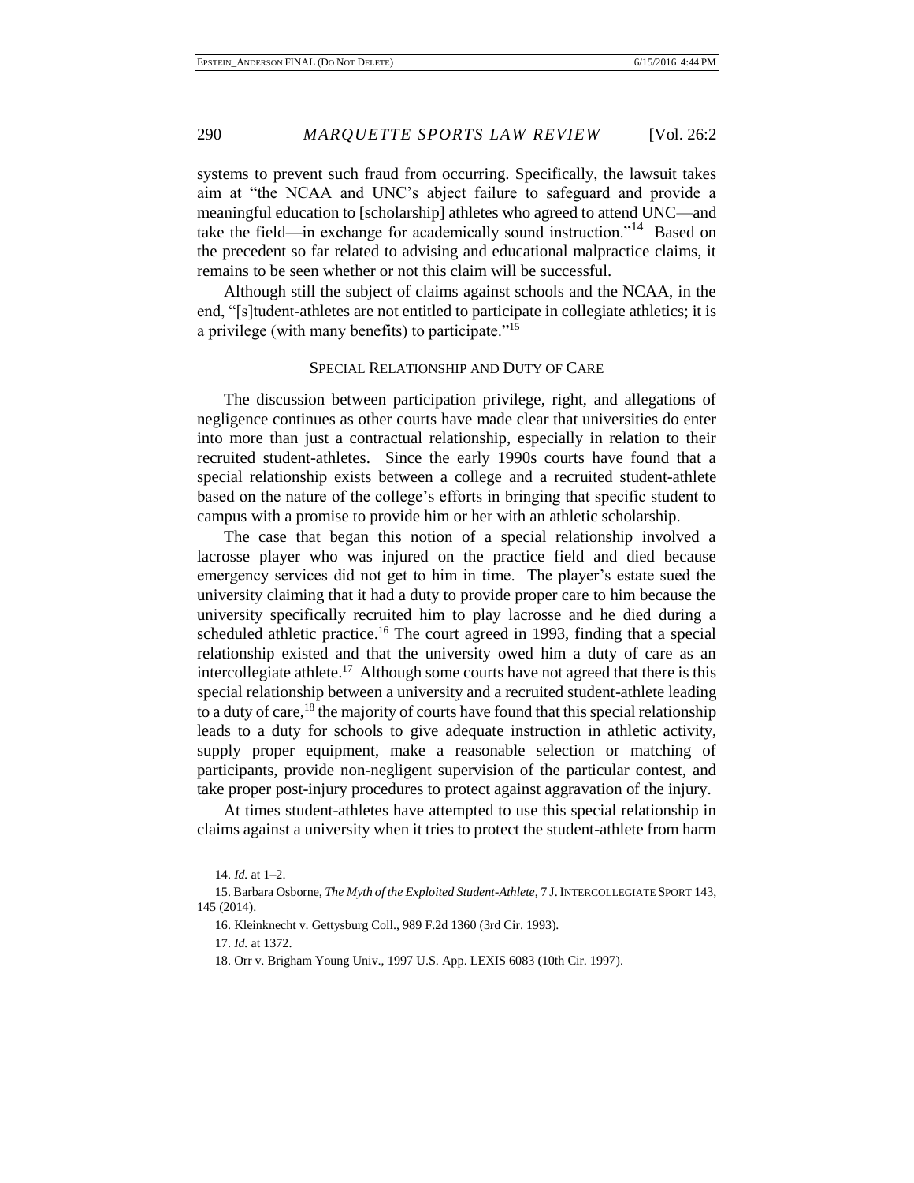systems to prevent such fraud from occurring. Specifically, the lawsuit takes aim at "the NCAA and UNC's abject failure to safeguard and provide a meaningful education to [scholarship] athletes who agreed to attend UNC—and take the field—in exchange for academically sound instruction."[14] Based on the precedent so far related to advising and educational malpractice claims, it remains to be seen whether or not this claim will be successful.

Although still the subject of claims against schools and the NCAA, in the end, "[s]tudent-athletes are not entitled to participate in collegiate athletics; it is a privilege (with many benefits) to participate."[15]

## SPECIAL RELATIONSHIP AND DUTY OF CARE

The discussion between participation privilege, right, and allegations of negligence continues as other courts have made clear that universities do enter into more than just a contractual relationship, especially in relation to their recruited student-athletes. Since the early 1990s courts have found that a special relationship exists between a college and a recruited student-athlete based on the nature of the college's efforts in bringing that specific student to campus with a promise to provide him or her with an athletic scholarship.

The case that began this notion of a special relationship involved a lacrosse player who was injured on the practice field and died because emergency services did not get to him in time. The player's estate sued the university claiming that it had a duty to provide proper care to him because the university specifically recruited him to play lacrosse and he died during a scheduled athletic practice.[16] The court agreed in 1993, finding that a special relationship existed and that the university owed him a duty of care as an intercollegiate athlete.[17] Although some courts have not agreed that there is this special relationship between a university and a recruited student-athlete leading to a duty of care,[18] the majority of courts have found that this special relationship leads to a duty for schools to give adequate instruction in athletic activity, supply proper equipment, make a reasonable selection or matching of participants, provide non-negligent supervision of the particular contest, and take proper post-injury procedures to protect against aggravation of the injury.

At times student-athletes have attempted to use this special relationship in claims against a university when it tries to protect the student-athlete from harm

---

14. *Id.* at 1–2.

15. Barbara Osborne, *The Myth of the Exploited Student-Athlete*, 7 J. INTERCOLLEGIATE SPORT 143, 145 (2014).

16. Kleinknecht v. Gettysburg Coll., 989 F.2d 1360 (3rd Cir. 1993).

17. *Id.* at 1372.

18. Orr v. Brigham Young Univ., 1997 U.S. App. LEXIS 6083 (10th Cir. 1997).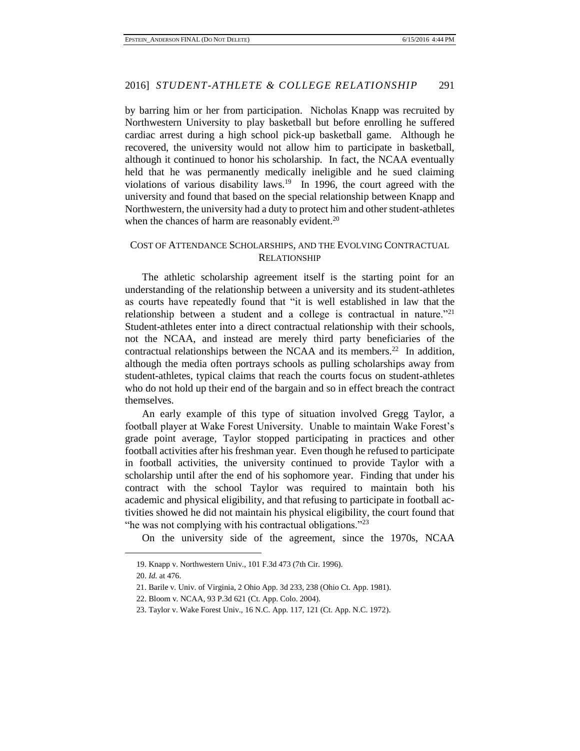by barring him or her from participation. Nicholas Knapp was recruited by Northwestern University to play basketball but before enrolling he suffered cardiac arrest during a high school pick-up basketball game. Although he recovered, the university would not allow him to participate in basketball, although it continued to honor his scholarship. In fact, the NCAA eventually held that he was permanently medically ineligible and he sued claiming violations of various disability laws.[19] In 1996, the court agreed with the university and found that based on the special relationship between Knapp and Northwestern, the university had a duty to protect him and other student-athletes when the chances of harm are reasonably evident.[20]

## COST OF ATTENDANCE SCHOLARSHIPS, AND THE EVOLVING CONTRACTUAL RELATIONSHIP

The athletic scholarship agreement itself is the starting point for an understanding of the relationship between a university and its student-athletes as courts have repeatedly found that "it is well established in law that the relationship between a student and a college is contractual in nature."[21] Student-athletes enter into a direct contractual relationship with their schools, not the NCAA, and instead are merely third party beneficiaries of the contractual relationships between the NCAA and its members.[22] In addition, although the media often portrays schools as pulling scholarships away from student-athletes, typical claims that reach the courts focus on student-athletes who do not hold up their end of the bargain and so in effect breach the contract themselves.

An early example of this type of situation involved Gregg Taylor, a football player at Wake Forest University. Unable to maintain Wake Forest's grade point average, Taylor stopped participating in practices and other football activities after his freshman year. Even though he refused to participate in football activities, the university continued to provide Taylor with a scholarship until after the end of his sophomore year. Finding that under his contract with the school Taylor was required to maintain both his academic and physical eligibility, and that refusing to participate in football activities showed he did not maintain his physical eligibility, the court found that "he was not complying with his contractual obligations."[23]

On the university side of the agreement, since the 1970s, NCAA

---

19. Knapp v. Northwestern Univ., 101 F.3d 473 (7th Cir. 1996).

20. *Id.* at 476.

21. Barile v. Univ. of Virginia, 2 Ohio App. 3d 233, 238 (Ohio Ct. App. 1981).

22. Bloom v. NCAA, 93 P.3d 621 (Ct. App. Colo. 2004).

23. Taylor v. Wake Forest Univ., 16 N.C. App. 117, 121 (Ct. App. N.C. 1972).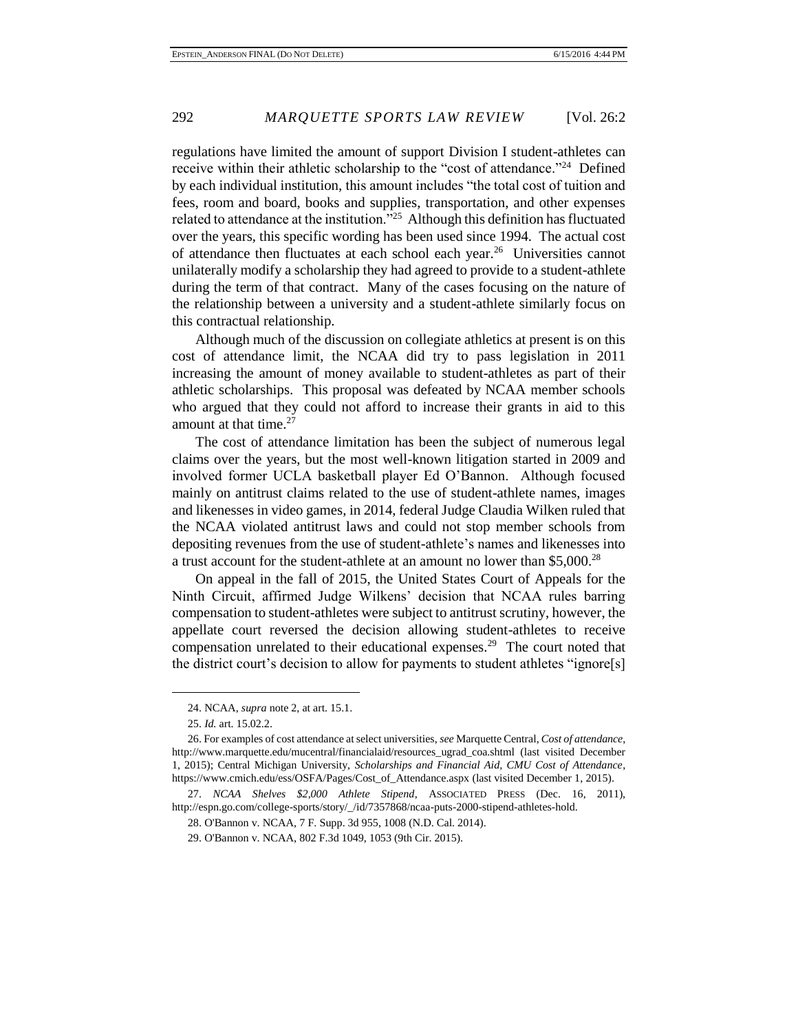regulations have limited the amount of support Division I student-athletes can receive within their athletic scholarship to the "cost of attendance."[24] Defined by each individual institution, this amount includes "the total cost of tuition and fees, room and board, books and supplies, transportation, and other expenses related to attendance at the institution."[25] Although this definition has fluctuated over the years, this specific wording has been used since 1994. The actual cost of attendance then fluctuates at each school each year.[26] Universities cannot unilaterally modify a scholarship they had agreed to provide to a student-athlete during the term of that contract. Many of the cases focusing on the nature of the relationship between a university and a student-athlete similarly focus on this contractual relationship.

Although much of the discussion on collegiate athletics at present is on this cost of attendance limit, the NCAA did try to pass legislation in 2011 increasing the amount of money available to student-athletes as part of their athletic scholarships. This proposal was defeated by NCAA member schools who argued that they could not afford to increase their grants in aid to this amount at that time.[27]

The cost of attendance limitation has been the subject of numerous legal claims over the years, but the most well-known litigation started in 2009 and involved former UCLA basketball player Ed O'Bannon. Although focused mainly on antitrust claims related to the use of student-athlete names, images and likenesses in video games, in 2014, federal Judge Claudia Wilken ruled that the NCAA violated antitrust laws and could not stop member schools from depositing revenues from the use of student-athlete's names and likenesses into a trust account for the student-athlete at an amount no lower than $5,000.[28]

On appeal in the fall of 2015, the United States Court of Appeals for the Ninth Circuit, affirmed Judge Wilkens' decision that NCAA rules barring compensation to student-athletes were subject to antitrust scrutiny, however, the appellate court reversed the decision allowing student-athletes to receive compensation unrelated to their educational expenses.[29] The court noted that the district court's decision to allow for payments to student athletes "ignore[s]

---

24. NCAA, *supra* note 2, at art. 15.1.

25. *Id.* art. 15.02.2.

26. For examples of cost attendance at select universities, *see* Marquette Central, *Cost of attendance*, http://www.marquette.edu/mucentral/financialaid/resources_ugrad_coa.shtml (last visited December 1, 2015); Central Michigan University, *Scholarships and Financial Aid, CMU Cost of Attendance*, https://www.cmich.edu/ess/OSFA/Pages/Cost_of_Attendance.aspx (last visited December 1, 2015).

27. *NCAA Shelves $2,000 Athlete Stipend*, ASSOCIATED PRESS (Dec. 16, 2011), http://espn.go.com/college-sports/story/_/id/7357868/ncaa-puts-2000-stipend-athletes-hold.

28. O'Bannon v. NCAA, 7 F. Supp. 3d 955, 1008 (N.D. Cal. 2014).

29. O'Bannon v. NCAA, 802 F.3d 1049, 1053 (9th Cir. 2015).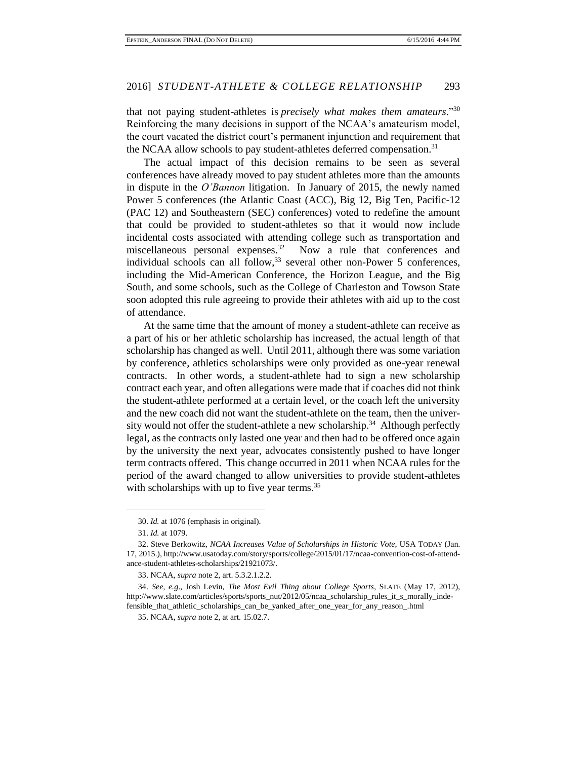that not paying student-athletes is *precisely what makes them amateurs*."[30] Reinforcing the many decisions in support of the NCAA's amateurism model, the court vacated the district court's permanent injunction and requirement that the NCAA allow schools to pay student-athletes deferred compensation.[31]

The actual impact of this decision remains to be seen as several conferences have already moved to pay student athletes more than the amounts in dispute in the *O'Bannon* litigation. In January of 2015, the newly named Power 5 conferences (the Atlantic Coast (ACC), Big 12, Big Ten, Pacific-12 (PAC 12) and Southeastern (SEC) conferences) voted to redefine the amount that could be provided to student-athletes so that it would now include incidental costs associated with attending college such as transportation and miscellaneous personal expenses.[32] Now a rule that conferences and individual schools can all follow,[33] several other non-Power 5 conferences, including the Mid-American Conference, the Horizon League, and the Big South, and some schools, such as the College of Charleston and Towson State soon adopted this rule agreeing to provide their athletes with aid up to the cost of attendance.

At the same time that the amount of money a student-athlete can receive as a part of his or her athletic scholarship has increased, the actual length of that scholarship has changed as well. Until 2011, although there was some variation by conference, athletics scholarships were only provided as one-year renewal contracts. In other words, a student-athlete had to sign a new scholarship contract each year, and often allegations were made that if coaches did not think the student-athlete performed at a certain level, or the coach left the university and the new coach did not want the student-athlete on the team, then the university would not offer the student-athlete a new scholarship.[34] Although perfectly legal, as the contracts only lasted one year and then had to be offered once again by the university the next year, advocates consistently pushed to have longer term contracts offered. This change occurred in 2011 when NCAA rules for the period of the award changed to allow universities to provide student-athletes with scholarships with up to five year terms.[35]

---

30. *Id.* at 1076 (emphasis in original).

31. *Id.* at 1079.

32. Steve Berkowitz, *NCAA Increases Value of Scholarships in Historic Vote*, USA TODAY (Jan. 17, 2015.), http://www.usatoday.com/story/sports/college/2015/01/17/ncaa-convention-cost-of-attendance-student-athletes-scholarships/21921073/.

33. NCAA, *supra* note 2, art. 5.3.2.1.2.2.

34. *See, e.g.*, Josh Levin, *The Most Evil Thing about College Sports*, SLATE (May 17, 2012), http://www.slate.com/articles/sports/sports_nut/2012/05/ncaa_scholarship_rules_it_s_morally_indefensible_that_athletic_scholarships_can_be_yanked_after_one_year_for_any_reason_.html

35. NCAA, *supra* note 2, at art. 15.02.7.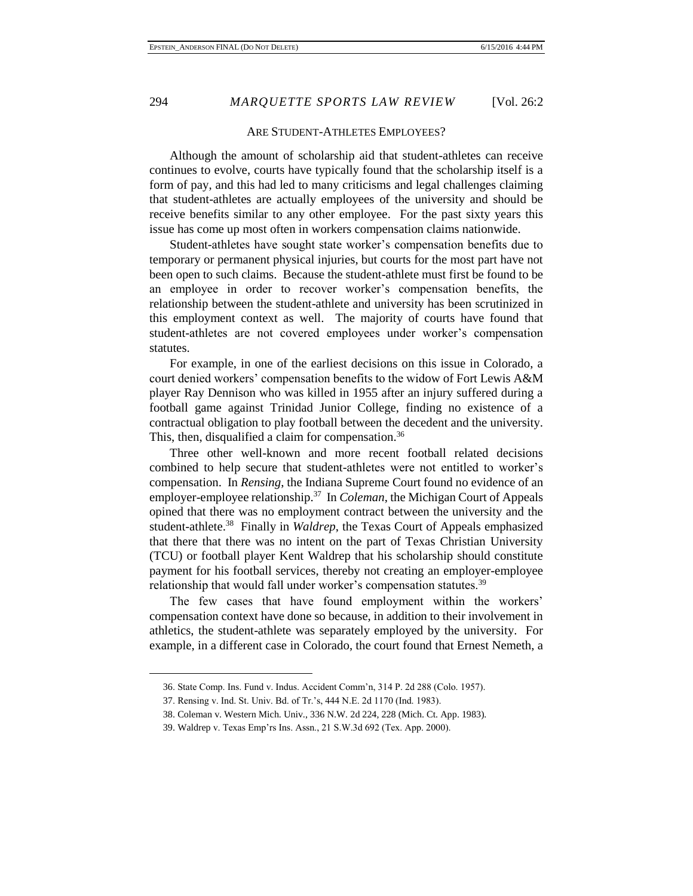## ARE STUDENT-ATHLETES EMPLOYEES?

Although the amount of scholarship aid that student-athletes can receive continues to evolve, courts have typically found that the scholarship itself is a form of pay, and this had led to many criticisms and legal challenges claiming that student-athletes are actually employees of the university and should be receive benefits similar to any other employee. For the past sixty years this issue has come up most often in workers compensation claims nationwide.

Student-athletes have sought state worker's compensation benefits due to temporary or permanent physical injuries, but courts for the most part have not been open to such claims. Because the student-athlete must first be found to be an employee in order to recover worker's compensation benefits, the relationship between the student-athlete and university has been scrutinized in this employment context as well. The majority of courts have found that student-athletes are not covered employees under worker's compensation statutes.

For example, in one of the earliest decisions on this issue in Colorado, a court denied workers' compensation benefits to the widow of Fort Lewis A&M player Ray Dennison who was killed in 1955 after an injury suffered during a football game against Trinidad Junior College, finding no existence of a contractual obligation to play football between the decedent and the university. This, then, disqualified a claim for compensation.[36]

Three other well-known and more recent football related decisions combined to help secure that student-athletes were not entitled to worker's compensation. In *Rensing*, the Indiana Supreme Court found no evidence of an employer-employee relationship.[37] In *Coleman*, the Michigan Court of Appeals opined that there was no employment contract between the university and the student-athlete.[38] Finally in *Waldrep*, the Texas Court of Appeals emphasized that there that there was no intent on the part of Texas Christian University (TCU) or football player Kent Waldrep that his scholarship should constitute payment for his football services, thereby not creating an employer-employee relationship that would fall under worker's compensation statutes.[39]

The few cases that have found employment within the workers' compensation context have done so because, in addition to their involvement in athletics, the student-athlete was separately employed by the university. For example, in a different case in Colorado, the court found that Ernest Nemeth, a

---

36. State Comp. Ins. Fund v. Indus. Accident Comm'n, 314 P. 2d 288 (Colo. 1957).

37. Rensing v. Ind. St. Univ. Bd. of Tr.'s, 444 N.E. 2d 1170 (Ind. 1983).

38. Coleman v. Western Mich. Univ., 336 N.W. 2d 224, 228 (Mich. Ct. App. 1983).

39. Waldrep v. Texas Emp'rs Ins. Assn., 21 S.W.3d 692 (Tex. App. 2000).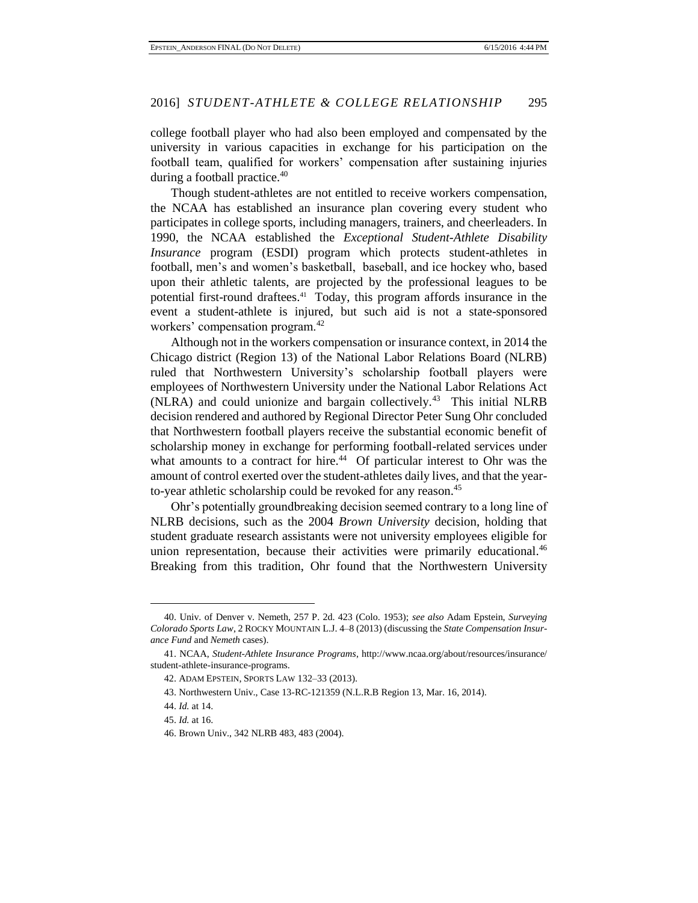college football player who had also been employed and compensated by the university in various capacities in exchange for his participation on the football team, qualified for workers' compensation after sustaining injuries during a football practice.[40]

Though student-athletes are not entitled to receive workers compensation, the NCAA has established an insurance plan covering every student who participates in college sports, including managers, trainers, and cheerleaders. In 1990, the NCAA established the *Exceptional Student-Athlete Disability Insurance* program (ESDI) program which protects student-athletes in football, men's and women's basketball, baseball, and ice hockey who, based upon their athletic talents, are projected by the professional leagues to be potential first-round draftees.[41] Today, this program affords insurance in the event a student-athlete is injured, but such aid is not a state-sponsored workers' compensation program.[42]

Although not in the workers compensation or insurance context, in 2014 the Chicago district (Region 13) of the National Labor Relations Board (NLRB) ruled that Northwestern University's scholarship football players were employees of Northwestern University under the National Labor Relations Act (NLRA) and could unionize and bargain collectively.[43] This initial NLRB decision rendered and authored by Regional Director Peter Sung Ohr concluded that Northwestern football players receive the substantial economic benefit of scholarship money in exchange for performing football-related services under what amounts to a contract for hire.[44] Of particular interest to Ohr was the amount of control exerted over the student-athletes daily lives, and that the year-to-year athletic scholarship could be revoked for any reason.[45]

Ohr's potentially groundbreaking decision seemed contrary to a long line of NLRB decisions, such as the 2004 *Brown University* decision, holding that student graduate research assistants were not university employees eligible for union representation, because their activities were primarily educational.[46] Breaking from this tradition, Ohr found that the Northwestern University

---

40. Univ. of Denver v. Nemeth, 257 P. 2d. 423 (Colo. 1953); *see also* Adam Epstein, *Surveying Colorado Sports Law*, 2 ROCKY MOUNTAIN L.J. 4–8 (2013) (discussing the *State Compensation Insurance Fund* and *Nemeth* cases).

41. NCAA, *Student-Athlete Insurance Programs*, http://www.ncaa.org/about/resources/insurance/student-athlete-insurance-programs.

42. ADAM EPSTEIN, SPORTS LAW 132–33 (2013).

43. Northwestern Univ., Case 13-RC-121359 (N.L.R.B Region 13, Mar. 16, 2014).

44. *Id.* at 14.

45. *Id.* at 16.

46. Brown Univ., 342 NLRB 483, 483 (2004).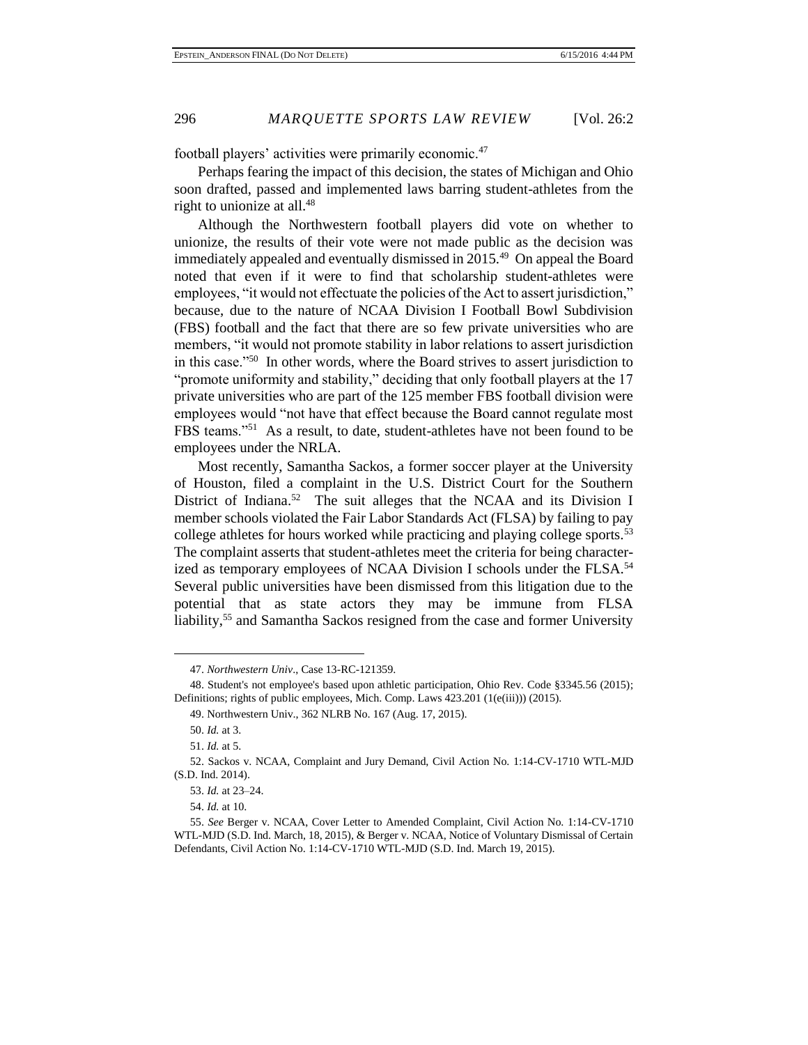football players' activities were primarily economic.[47]

Perhaps fearing the impact of this decision, the states of Michigan and Ohio soon drafted, passed and implemented laws barring student-athletes from the right to unionize at all.[48]

Although the Northwestern football players did vote on whether to unionize, the results of their vote were not made public as the decision was immediately appealed and eventually dismissed in 2015.[49] On appeal the Board noted that even if it were to find that scholarship student-athletes were employees, "it would not effectuate the policies of the Act to assert jurisdiction," because, due to the nature of NCAA Division I Football Bowl Subdivision (FBS) football and the fact that there are so few private universities who are members, "it would not promote stability in labor relations to assert jurisdiction in this case."[50] In other words, where the Board strives to assert jurisdiction to "promote uniformity and stability," deciding that only football players at the 17 private universities who are part of the 125 member FBS football division were employees would "not have that effect because the Board cannot regulate most FBS teams."[51] As a result, to date, student-athletes have not been found to be employees under the NRLA.

Most recently, Samantha Sackos, a former soccer player at the University of Houston, filed a complaint in the U.S. District Court for the Southern District of Indiana.[52] The suit alleges that the NCAA and its Division I member schools violated the Fair Labor Standards Act (FLSA) by failing to pay college athletes for hours worked while practicing and playing college sports.[53] The complaint asserts that student-athletes meet the criteria for being characterized as temporary employees of NCAA Division I schools under the FLSA.[54] Several public universities have been dismissed from this litigation due to the potential that as state actors they may be immune from FLSA liability,[55] and Samantha Sackos resigned from the case and former University

---

47. *Northwestern Univ*., Case 13-RC-121359.

48. Student's not employee's based upon athletic participation, Ohio Rev. Code §3345.56 (2015); Definitions; rights of public employees, Mich. Comp. Laws 423.201 (1(e(iii))) (2015).

49. Northwestern Univ., 362 NLRB No. 167 (Aug. 17, 2015).

50. *Id.* at 3.

51. *Id.* at 5.

52. Sackos v. NCAA, Complaint and Jury Demand, Civil Action No. 1:14-CV-1710 WTL-MJD (S.D. Ind. 2014).

53. *Id.* at 23–24.

54. *Id.* at 10.

55. *See* Berger v. NCAA, Cover Letter to Amended Complaint, Civil Action No. 1:14-CV-1710 WTL-MJD (S.D. Ind. March, 18, 2015), & Berger v. NCAA, Notice of Voluntary Dismissal of Certain Defendants, Civil Action No. 1:14-CV-1710 WTL-MJD (S.D. Ind. March 19, 2015).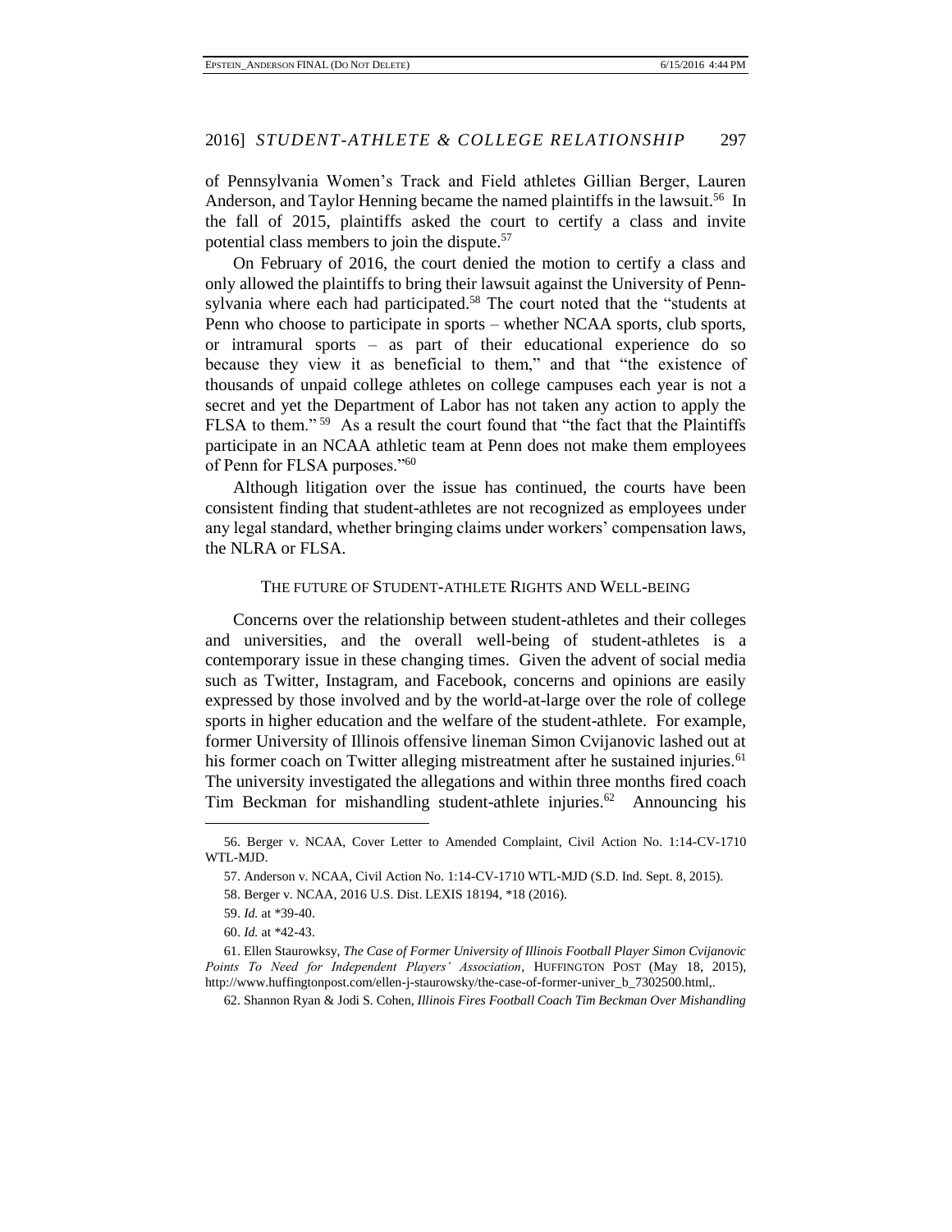of Pennsylvania Women's Track and Field athletes Gillian Berger, Lauren Anderson, and Taylor Henning became the named plaintiffs in the lawsuit.[56] In the fall of 2015, plaintiffs asked the court to certify a class and invite potential class members to join the dispute.[57]

On February of 2016, the court denied the motion to certify a class and only allowed the plaintiffs to bring their lawsuit against the University of Pennsylvania where each had participated.[58] The court noted that the "students at Penn who choose to participate in sports – whether NCAA sports, club sports, or intramural sports – as part of their educational experience do so because they view it as beneficial to them," and that "the existence of thousands of unpaid college athletes on college campuses each year is not a secret and yet the Department of Labor has not taken any action to apply the FLSA to them."[59] As a result the court found that "the fact that the Plaintiffs participate in an NCAA athletic team at Penn does not make them employees of Penn for FLSA purposes."[60]

Although litigation over the issue has continued, the courts have been consistent finding that student-athletes are not recognized as employees under any legal standard, whether bringing claims under workers' compensation laws, the NLRA or FLSA.

## THE FUTURE OF STUDENT-ATHLETE RIGHTS AND WELL-BEING

Concerns over the relationship between student-athletes and their colleges and universities, and the overall well-being of student-athletes is a contemporary issue in these changing times. Given the advent of social media such as Twitter, Instagram, and Facebook, concerns and opinions are easily expressed by those involved and by the world-at-large over the role of college sports in higher education and the welfare of the student-athlete. For example, former University of Illinois offensive lineman Simon Cvijanovic lashed out at his former coach on Twitter alleging mistreatment after he sustained injuries.[61] The university investigated the allegations and within three months fired coach Tim Beckman for mishandling student-athlete injuries.[62] Announcing his

---

56. Berger v. NCAA, Cover Letter to Amended Complaint, Civil Action No. 1:14-CV-1710 WTL-MJD.

57. Anderson v. NCAA, Civil Action No. 1:14-CV-1710 WTL-MJD (S.D. Ind. Sept. 8, 2015).

58. Berger v. NCAA, 2016 U.S. Dist. LEXIS 18194, *18 (2016).

59. *Id.* at *39-40.

60. *Id.* at *42-43.

61. Ellen Staurowsky, *The Case of Former University of Illinois Football Player Simon Cvijanovic Points To Need for Independent Players' Association*, HUFFINGTON POST (May 18, 2015), http://www.huffingtonpost.com/ellen-j-staurowsky/the-case-of-former-univer_b_7302500.html,.

62. Shannon Ryan & Jodi S. Cohen, *Illinois Fires Football Coach Tim Beckman Over Mishandling*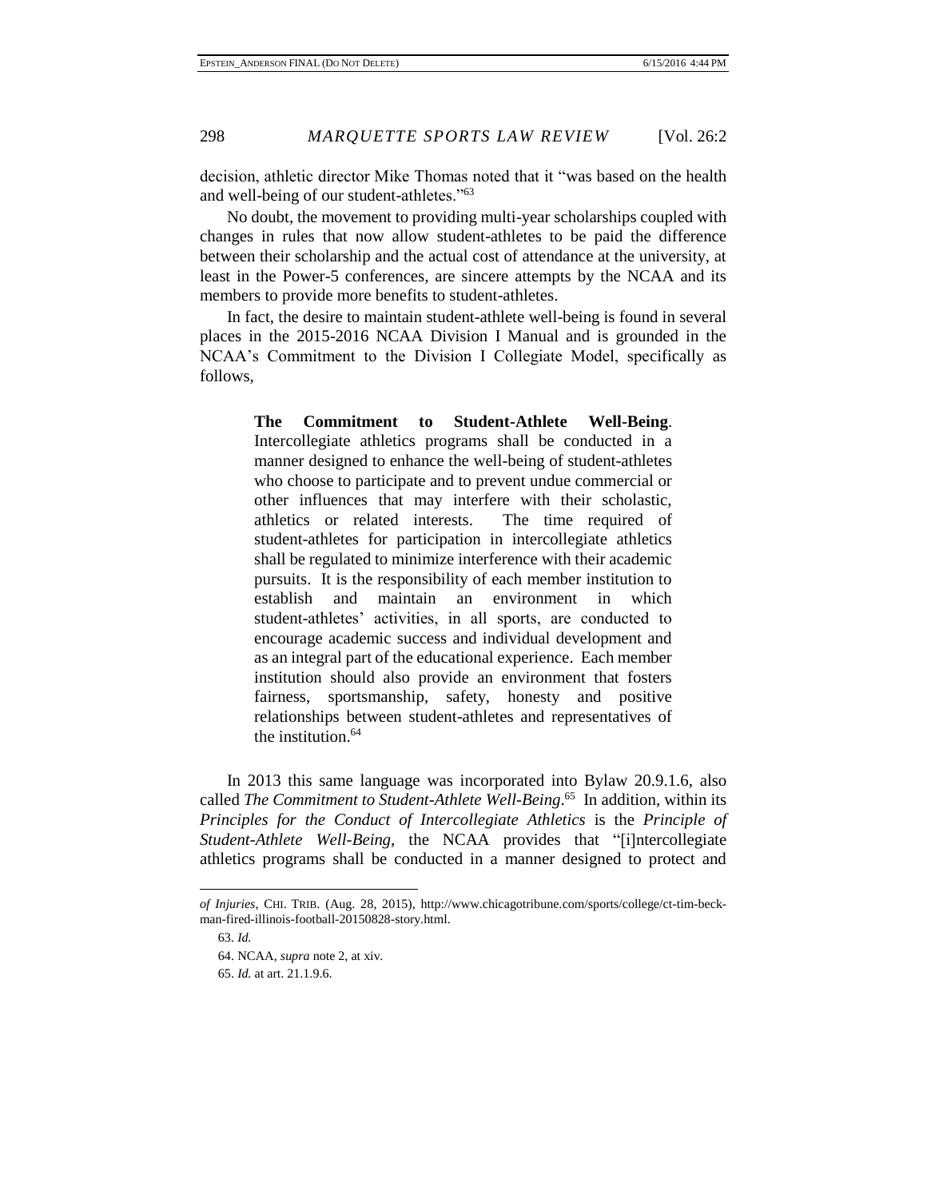decision, athletic director Mike Thomas noted that it "was based on the health and well-being of our student-athletes."[63]

No doubt, the movement to providing multi-year scholarships coupled with changes in rules that now allow student-athletes to be paid the difference between their scholarship and the actual cost of attendance at the university, at least in the Power-5 conferences, are sincere attempts by the NCAA and its members to provide more benefits to student-athletes.

In fact, the desire to maintain student-athlete well-being is found in several places in the 2015-2016 NCAA Division I Manual and is grounded in the NCAA's Commitment to the Division I Collegiate Model, specifically as follows,

> **The Commitment to Student-Athlete Well-Being**. Intercollegiate athletics programs shall be conducted in a manner designed to enhance the well-being of student-athletes who choose to participate and to prevent undue commercial or other influences that may interfere with their scholastic, athletics or related interests. The time required of student-athletes for participation in intercollegiate athletics shall be regulated to minimize interference with their academic pursuits. It is the responsibility of each member institution to establish and maintain an environment in which student-athletes' activities, in all sports, are conducted to encourage academic success and individual development and as an integral part of the educational experience. Each member institution should also provide an environment that fosters fairness, sportsmanship, safety, honesty and positive relationships between student-athletes and representatives of the institution.[64]

In 2013 this same language was incorporated into Bylaw 20.9.1.6, also called *The Commitment to Student-Athlete Well-Being*.[65] In addition, within its *Principles for the Conduct of Intercollegiate Athletics* is the *Principle of Student-Athlete Well-Being*, the NCAA provides that "[i]ntercollegiate athletics programs shall be conducted in a manner designed to protect and

---

*of Injuries*, CHI. TRIB. (Aug. 28, 2015), http://www.chicagotribune.com/sports/college/ct-tim-beckman-fired-illinois-football-20150828-story.html.

63. *Id.*

64. NCAA, *supra* note 2, at xiv.

65. *Id.* at art. 21.1.9.6.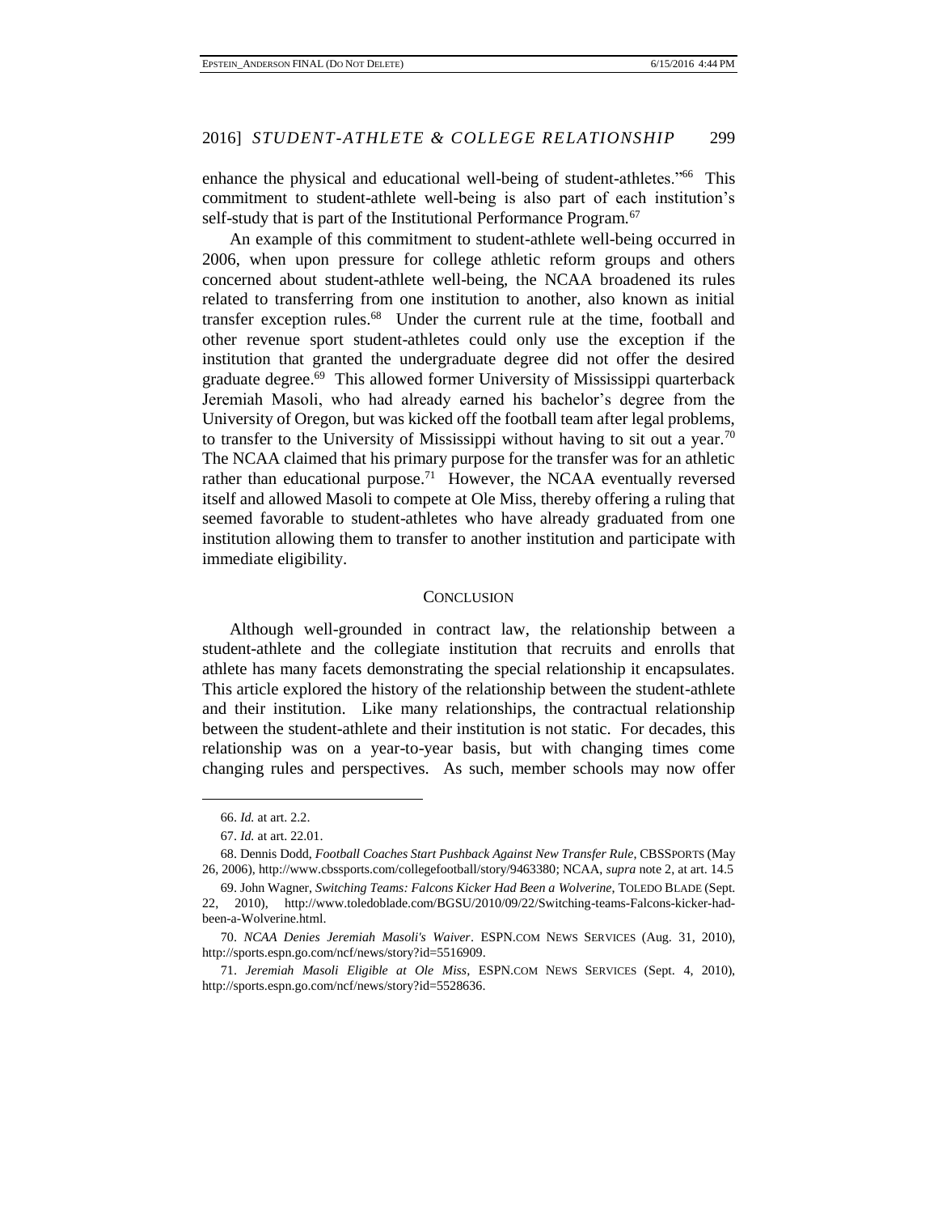enhance the physical and educational well-being of student-athletes."[66] This commitment to student-athlete well-being is also part of each institution's self-study that is part of the Institutional Performance Program.[67]

An example of this commitment to student-athlete well-being occurred in 2006, when upon pressure for college athletic reform groups and others concerned about student-athlete well-being, the NCAA broadened its rules related to transferring from one institution to another, also known as initial transfer exception rules.[68] Under the current rule at the time, football and other revenue sport student-athletes could only use the exception if the institution that granted the undergraduate degree did not offer the desired graduate degree.[69] This allowed former University of Mississippi quarterback Jeremiah Masoli, who had already earned his bachelor's degree from the University of Oregon, but was kicked off the football team after legal problems, to transfer to the University of Mississippi without having to sit out a year.[70] The NCAA claimed that his primary purpose for the transfer was for an athletic rather than educational purpose.[71] However, the NCAA eventually reversed itself and allowed Masoli to compete at Ole Miss, thereby offering a ruling that seemed favorable to student-athletes who have already graduated from one institution allowing them to transfer to another institution and participate with immediate eligibility.

## CONCLUSION

Although well-grounded in contract law, the relationship between a student-athlete and the collegiate institution that recruits and enrolls that athlete has many facets demonstrating the special relationship it encapsulates. This article explored the history of the relationship between the student-athlete and their institution. Like many relationships, the contractual relationship between the student-athlete and their institution is not static. For decades, this relationship was on a year-to-year basis, but with changing times come changing rules and perspectives. As such, member schools may now offer

---

66. *Id.* at art. 2.2.

67. *Id.* at art. 22.01.

68. Dennis Dodd, *Football Coaches Start Pushback Against New Transfer Rule*, CBSSPORTS (May 26, 2006), http://www.cbssports.com/collegefootball/story/9463380; NCAA, *supra* note 2, at art. 14.5

69. John Wagner, *Switching Teams: Falcons Kicker Had Been a Wolverine*, TOLEDO BLADE (Sept. 22, 2010), http://www.toledoblade.com/BGSU/2010/09/22/Switching-teams-Falcons-kicker-had-been-a-Wolverine.html.

70. *NCAA Denies Jeremiah Masoli's Waiver*. ESPN.COM NEWS SERVICES (Aug. 31, 2010), http://sports.espn.go.com/ncf/news/story?id=5516909.

71. *Jeremiah Masoli Eligible at Ole Miss*, ESPN.COM NEWS SERVICES (Sept. 4, 2010), http://sports.espn.go.com/ncf/news/story?id=5528636.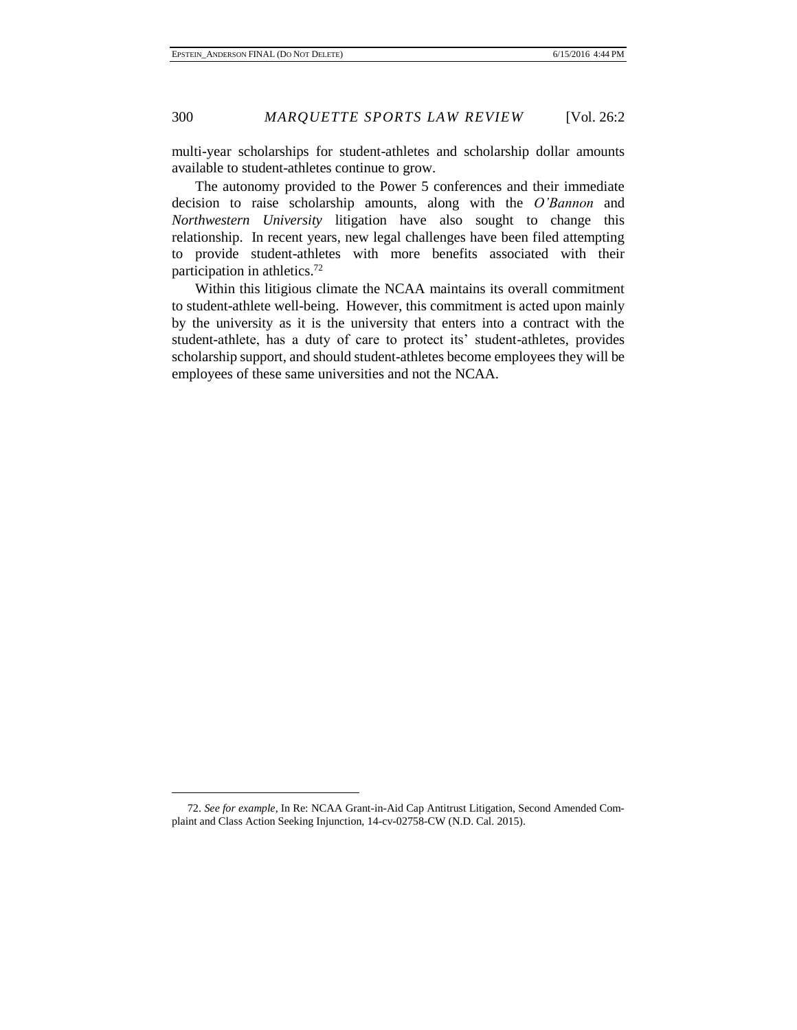multi-year scholarships for student-athletes and scholarship dollar amounts available to student-athletes continue to grow.

The autonomy provided to the Power 5 conferences and their immediate decision to raise scholarship amounts, along with the *O'Bannon* and *Northwestern University* litigation have also sought to change this relationship. In recent years, new legal challenges have been filed attempting to provide student-athletes with more benefits associated with their participation in athletics.[72]

Within this litigious climate the NCAA maintains its overall commitment to student-athlete well-being. However, this commitment is acted upon mainly by the university as it is the university that enters into a contract with the student-athlete, has a duty of care to protect its' student-athletes, provides scholarship support, and should student-athletes become employees they will be employees of these same universities and not the NCAA.

---

72. *See for example*, In Re: NCAA Grant-in-Aid Cap Antitrust Litigation, Second Amended Complaint and Class Action Seeking Injunction, 14-cv-02758-CW (N.D. Cal. 2015).